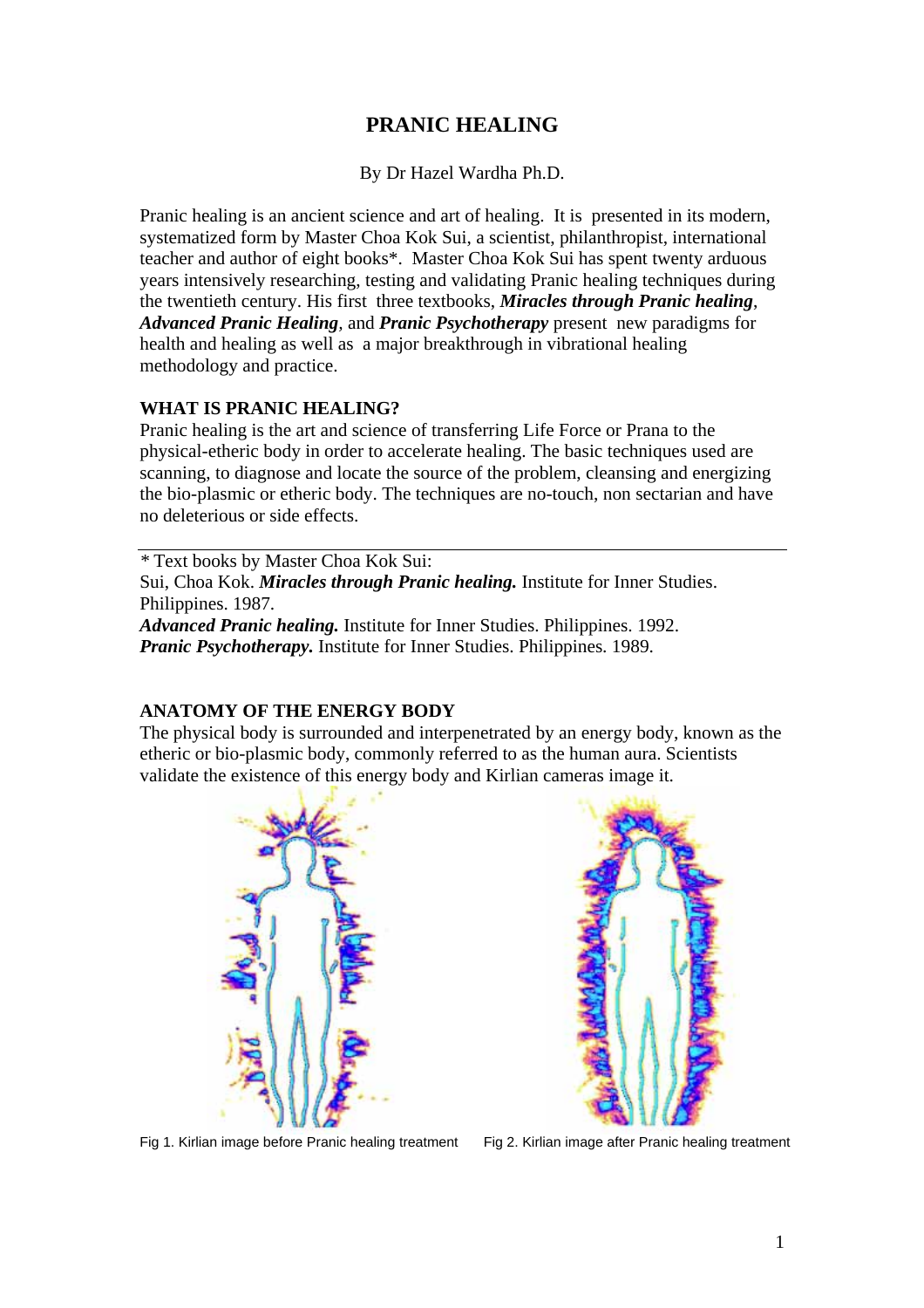# PRANIC HEALING

By Dr Hazel Wardha Ph.D.

Pranic healing is an ancient science and art of healing. It is presented in its modern, systematized form by Master Choa Kok Sui, a scientist, philanthropist, international teacher and author of eight books*. Master Choa Kok Sui has spent twenty arduous years intensively researching, testing and validating Pranic healing techniques during the twentieth century. His first three textbooks, ***Miracles through Pranic healing***, ***Advanced Pranic Healing***, and ***Pranic Psychotherapy*** present new paradigms for health and healing as well as a major breakthrough in vibrational healing methodology and practice.

## WHAT IS PRANIC HEALING?

Pranic healing is the art and science of transferring Life Force or Prana to the physical-etheric body in order to accelerate healing. The basic techniques used are scanning, to diagnose and locate the source of the problem, cleansing and energizing the bio-plasmic or etheric body. The techniques are no-touch, non sectarian and have no deleterious or side effects.

---

* Text books by Master Choa Kok Sui:
Sui, Choa Kok. ***Miracles through Pranic healing.*** Institute for Inner Studies. Philippines. 1987.
***Advanced Pranic healing.*** Institute for Inner Studies. Philippines. 1992.
***Pranic Psychotherapy.*** Institute for Inner Studies. Philippines. 1989.

## ANATOMY OF THE ENERGY BODY

The physical body is surrounded and interpenetrated by an energy body, known as the etheric or bio-plasmic body, commonly referred to as the human aura. Scientists validate the existence of this energy body and Kirlian cameras image it.

Fig 1. Kirlian image before Pranic healing treatment

Fig 2. Kirlian image after Pranic healing treatment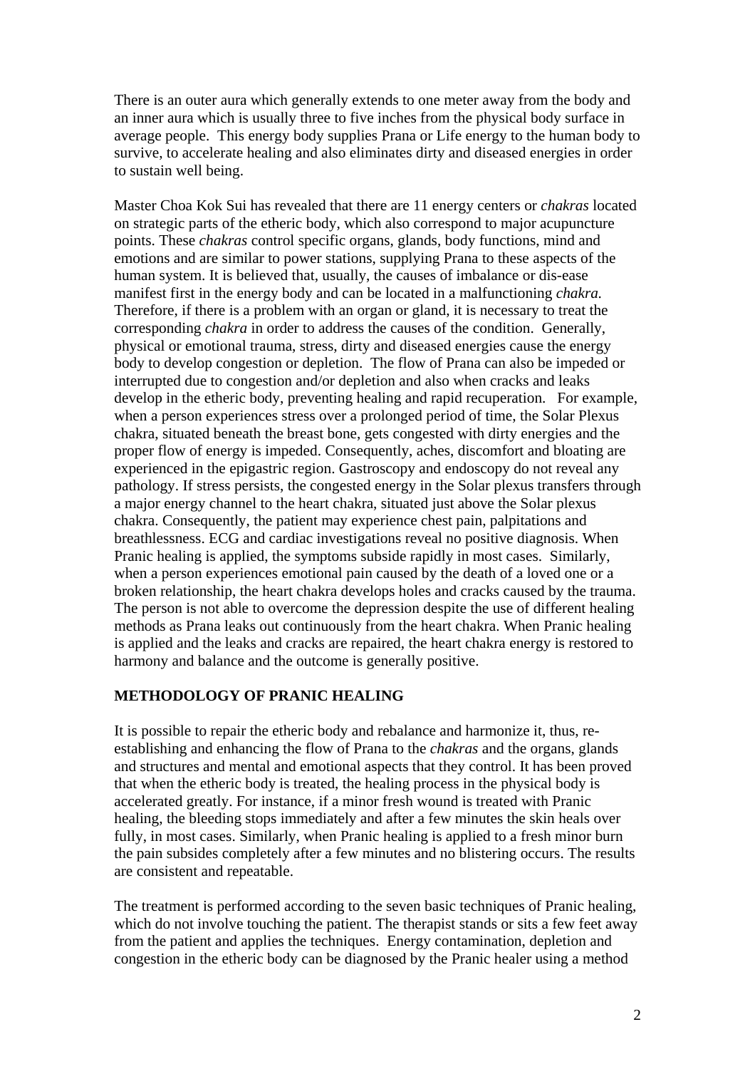There is an outer aura which generally extends to one meter away from the body and an inner aura which is usually three to five inches from the physical body surface in average people. This energy body supplies Prana or Life energy to the human body to survive, to accelerate healing and also eliminates dirty and diseased energies in order to sustain well being.

Master Choa Kok Sui has revealed that there are 11 energy centers or *chakras* located on strategic parts of the etheric body, which also correspond to major acupuncture points. These *chakras* control specific organs, glands, body functions, mind and emotions and are similar to power stations, supplying Prana to these aspects of the human system. It is believed that, usually, the causes of imbalance or dis-ease manifest first in the energy body and can be located in a malfunctioning *chakra.* Therefore, if there is a problem with an organ or gland, it is necessary to treat the corresponding *chakra* in order to address the causes of the condition. Generally, physical or emotional trauma, stress, dirty and diseased energies cause the energy body to develop congestion or depletion. The flow of Prana can also be impeded or interrupted due to congestion and/or depletion and also when cracks and leaks develop in the etheric body, preventing healing and rapid recuperation. For example, when a person experiences stress over a prolonged period of time, the Solar Plexus chakra, situated beneath the breast bone, gets congested with dirty energies and the proper flow of energy is impeded. Consequently, aches, discomfort and bloating are experienced in the epigastric region. Gastroscopy and endoscopy do not reveal any pathology. If stress persists, the congested energy in the Solar plexus transfers through a major energy channel to the heart chakra, situated just above the Solar plexus chakra. Consequently, the patient may experience chest pain, palpitations and breathlessness. ECG and cardiac investigations reveal no positive diagnosis. When Pranic healing is applied, the symptoms subside rapidly in most cases. Similarly, when a person experiences emotional pain caused by the death of a loved one or a broken relationship, the heart chakra develops holes and cracks caused by the trauma. The person is not able to overcome the depression despite the use of different healing methods as Prana leaks out continuously from the heart chakra. When Pranic healing is applied and the leaks and cracks are repaired, the heart chakra energy is restored to harmony and balance and the outcome is generally positive.

**METHODOLOGY OF PRANIC HEALING**

It is possible to repair the etheric body and rebalance and harmonize it, thus, re-establishing and enhancing the flow of Prana to the *chakras* and the organs, glands and structures and mental and emotional aspects that they control. It has been proved that when the etheric body is treated, the healing process in the physical body is accelerated greatly. For instance, if a minor fresh wound is treated with Pranic healing, the bleeding stops immediately and after a few minutes the skin heals over fully, in most cases. Similarly, when Pranic healing is applied to a fresh minor burn the pain subsides completely after a few minutes and no blistering occurs. The results are consistent and repeatable.

The treatment is performed according to the seven basic techniques of Pranic healing, which do not involve touching the patient. The therapist stands or sits a few feet away from the patient and applies the techniques. Energy contamination, depletion and congestion in the etheric body can be diagnosed by the Pranic healer using a method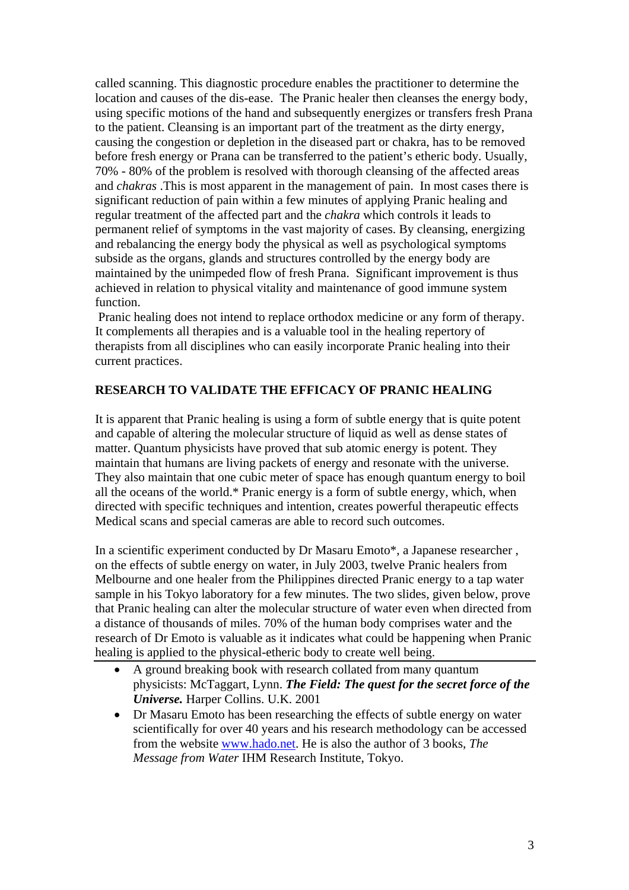called scanning. This diagnostic procedure enables the practitioner to determine the location and causes of the dis-ease. The Pranic healer then cleanses the energy body, using specific motions of the hand and subsequently energizes or transfers fresh Prana to the patient. Cleansing is an important part of the treatment as the dirty energy, causing the congestion or depletion in the diseased part or chakra, has to be removed before fresh energy or Prana can be transferred to the patient's etheric body. Usually, 70% - 80% of the problem is resolved with thorough cleansing of the affected areas and *chakras* .This is most apparent in the management of pain. In most cases there is significant reduction of pain within a few minutes of applying Pranic healing and regular treatment of the affected part and the *chakra* which controls it leads to permanent relief of symptoms in the vast majority of cases. By cleansing, energizing and rebalancing the energy body the physical as well as psychological symptoms subside as the organs, glands and structures controlled by the energy body are maintained by the unimpeded flow of fresh Prana. Significant improvement is thus achieved in relation to physical vitality and maintenance of good immune system function.

Pranic healing does not intend to replace orthodox medicine or any form of therapy. It complements all therapies and is a valuable tool in the healing repertory of therapists from all disciplines who can easily incorporate Pranic healing into their current practices.

## RESEARCH TO VALIDATE THE EFFICACY OF PRANIC HEALING

It is apparent that Pranic healing is using a form of subtle energy that is quite potent and capable of altering the molecular structure of liquid as well as dense states of matter. Quantum physicists have proved that sub atomic energy is potent. They maintain that humans are living packets of energy and resonate with the universe. They also maintain that one cubic meter of space has enough quantum energy to boil all the oceans of the world.* Pranic energy is a form of subtle energy, which, when directed with specific techniques and intention, creates powerful therapeutic effects Medical scans and special cameras are able to record such outcomes.

In a scientific experiment conducted by Dr Masaru Emoto*, a Japanese researcher , on the effects of subtle energy on water, in July 2003, twelve Pranic healers from Melbourne and one healer from the Philippines directed Pranic energy to a tap water sample in his Tokyo laboratory for a few minutes. The two slides, given below, prove that Pranic healing can alter the molecular structure of water even when directed from a distance of thousands of miles. 70% of the human body comprises water and the research of Dr Emoto is valuable as it indicates what could be happening when Pranic healing is applied to the physical-etheric body to create well being.

---

- A ground breaking book with research collated from many quantum physicists: McTaggart, Lynn. ***The Field: The quest for the secret force of the Universe.*** Harper Collins. U.K. 2001
- Dr Masaru Emoto has been researching the effects of subtle energy on water scientifically for over 40 years and his research methodology can be accessed from the website [www.hado.net](www.hado.net). He is also the author of 3 books, *The Message from Water* IHM Research Institute, Tokyo.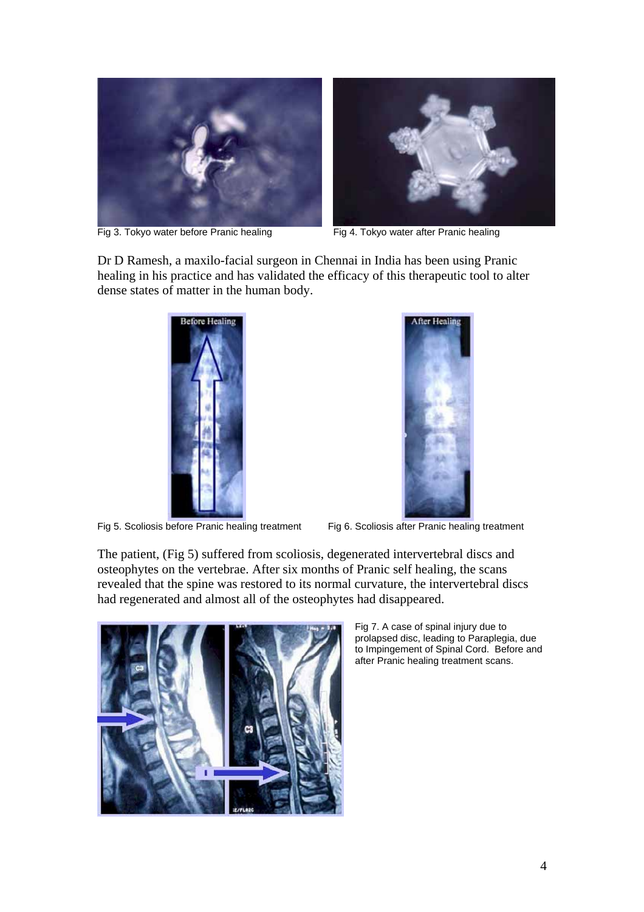Fig 3. Tokyo water before Pranic healing

Fig 4. Tokyo water after Pranic healing

Dr D Ramesh, a maxilo-facial surgeon in Chennai in India has been using Pranic healing in his practice and has validated the efficacy of this therapeutic tool to alter dense states of matter in the human body.

Fig 5. Scoliosis before Pranic healing treatment

Fig 6. Scoliosis after Pranic healing treatment

The patient, (Fig 5) suffered from scoliosis, degenerated intervertebral discs and osteophytes on the vertebrae. After six months of Pranic self healing, the scans revealed that the spine was restored to its normal curvature, the intervertebral discs had regenerated and almost all of the osteophytes had disappeared.

Fig 7. A case of spinal injury due to prolapsed disc, leading to Paraplegia, due to Impingement of Spinal Cord. Before and after Pranic healing treatment scans.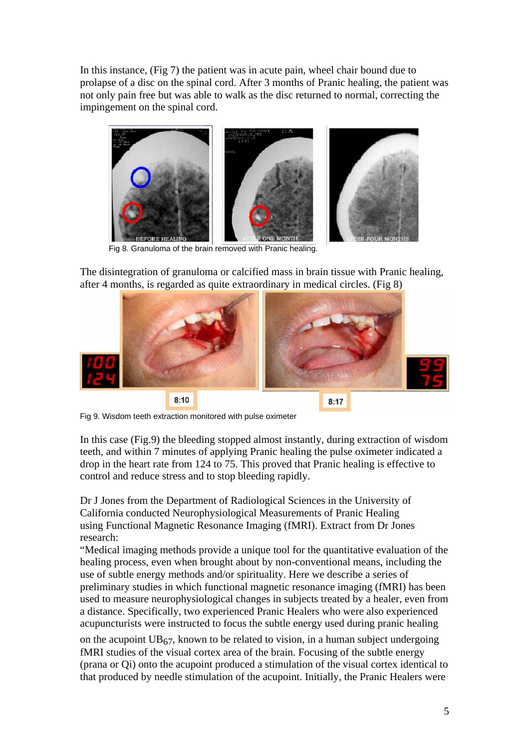In this instance, (Fig 7) the patient was in acute pain, wheel chair bound due to prolapse of a disc on the spinal cord. After 3 months of Pranic healing, the patient was not only pain free but was able to walk as the disc returned to normal, correcting the impingement on the spinal cord.

Fig 8. Granuloma of the brain removed with Pranic healing.

The disintegration of granuloma or calcified mass in brain tissue with Pranic healing, after 4 months, is regarded as quite extraordinary in medical circles. (Fig 8)

Fig 9. Wisdom teeth extraction monitored with pulse oximeter

In this case (Fig.9) the bleeding stopped almost instantly, during extraction of wisdom teeth, and within 7 minutes of applying Pranic healing the pulse oximeter indicated a drop in the heart rate from 124 to 75. This proved that Pranic healing is effective to control and reduce stress and to stop bleeding rapidly.

Dr J Jones from the Department of Radiological Sciences in the University of California conducted Neurophysiological Measurements of Pranic Healing using Functional Magnetic Resonance Imaging (fMRI). Extract from Dr Jones research:

"Medical imaging methods provide a unique tool for the quantitative evaluation of the healing process, even when brought about by non-conventional means, including the use of subtle energy methods and/or spirituality. Here we describe a series of preliminary studies in which functional magnetic resonance imaging (fMRI) has been used to measure neurophysiological changes in subjects treated by a healer, even from a distance. Specifically, two experienced Pranic Healers who were also experienced acupuncturists were instructed to focus the subtle energy used during pranic healing on the acupoint $UB_{67}$, known to be related to vision, in a human subject undergoing fMRI studies of the visual cortex area of the brain. Focusing of the subtle energy (prana or Qi) onto the acupoint produced a stimulation of the visual cortex identical to that produced by needle stimulation of the acupoint. Initially, the Pranic Healers were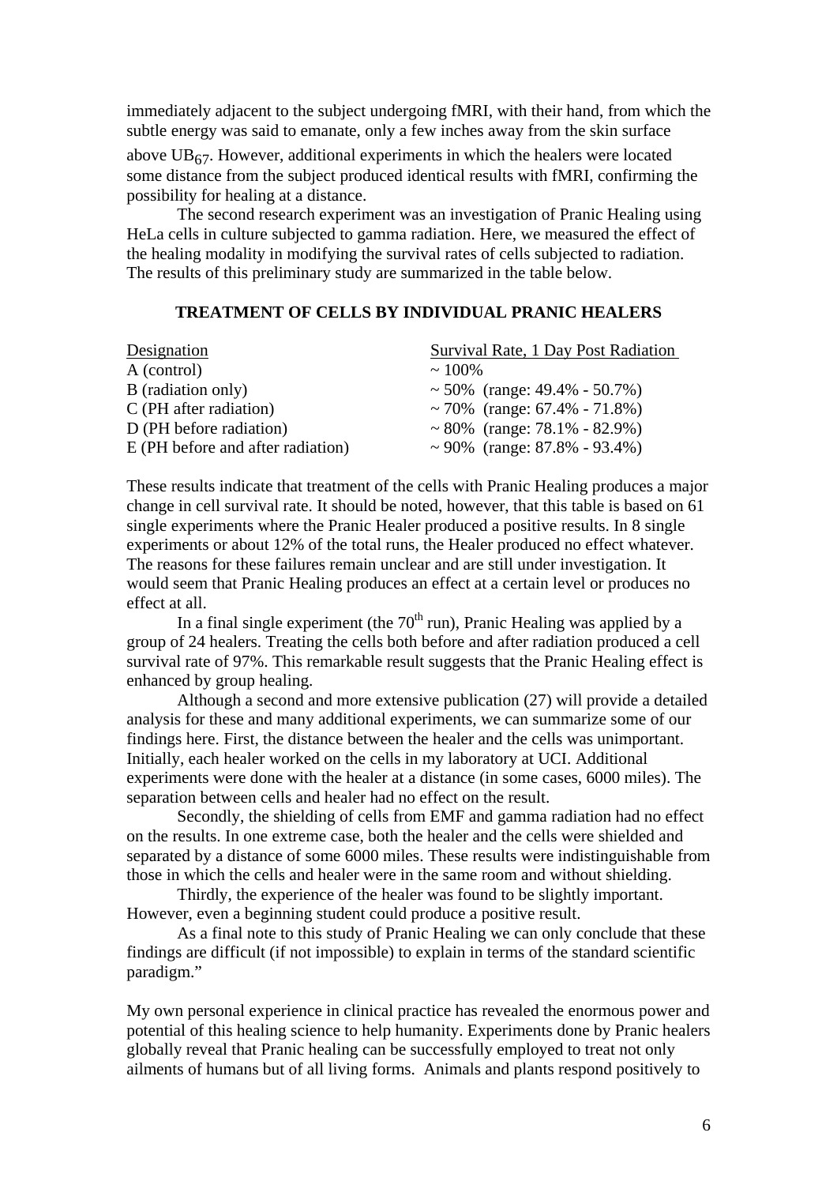immediately adjacent to the subject undergoing fMRI, with their hand, from which the subtle energy was said to emanate, only a few inches away from the skin surface above $UB_{67}$. However, additional experiments in which the healers were located some distance from the subject produced identical results with fMRI, confirming the possibility for healing at a distance.

The second research experiment was an investigation of Pranic Healing using HeLa cells in culture subjected to gamma radiation. Here, we measured the effect of the healing modality in modifying the survival rates of cells subjected to radiation. The results of this preliminary study are summarized in the table below.

**TREATMENT OF CELLS BY INDIVIDUAL PRANIC HEALERS**

| Designation | Survival Rate, 1 Day Post Radiation |
| --- | --- |
| A (control) | ~ 100% |
| B (radiation only) | ~ 50% (range: 49.4% - 50.7%) |
| C (PH after radiation) | ~ 70% (range: 67.4% - 71.8%) |
| D (PH before radiation) | ~ 80% (range: 78.1% - 82.9%) |
| E (PH before and after radiation) | ~ 90% (range: 87.8% - 93.4%) |

These results indicate that treatment of the cells with Pranic Healing produces a major change in cell survival rate. It should be noted, however, that this table is based on 61 single experiments where the Pranic Healer produced a positive results. In 8 single experiments or about 12% of the total runs, the Healer produced no effect whatever. The reasons for these failures remain unclear and are still under investigation. It would seem that Pranic Healing produces an effect at a certain level or produces no effect at all.

In a final single experiment (the 70th run), Pranic Healing was applied by a group of 24 healers. Treating the cells both before and after radiation produced a cell survival rate of 97%. This remarkable result suggests that the Pranic Healing effect is enhanced by group healing.

Although a second and more extensive publication (27) will provide a detailed analysis for these and many additional experiments, we can summarize some of our findings here. First, the distance between the healer and the cells was unimportant. Initially, each healer worked on the cells in my laboratory at UCI. Additional experiments were done with the healer at a distance (in some cases, 6000 miles). The separation between cells and healer had no effect on the result.

Secondly, the shielding of cells from EMF and gamma radiation had no effect on the results. In one extreme case, both the healer and the cells were shielded and separated by a distance of some 6000 miles. These results were indistinguishable from those in which the cells and healer were in the same room and without shielding.

Thirdly, the experience of the healer was found to be slightly important. However, even a beginning student could produce a positive result.

As a final note to this study of Pranic Healing we can only conclude that these findings are difficult (if not impossible) to explain in terms of the standard scientific paradigm."

My own personal experience in clinical practice has revealed the enormous power and potential of this healing science to help humanity. Experiments done by Pranic healers globally reveal that Pranic healing can be successfully employed to treat not only ailments of humans but of all living forms. Animals and plants respond positively to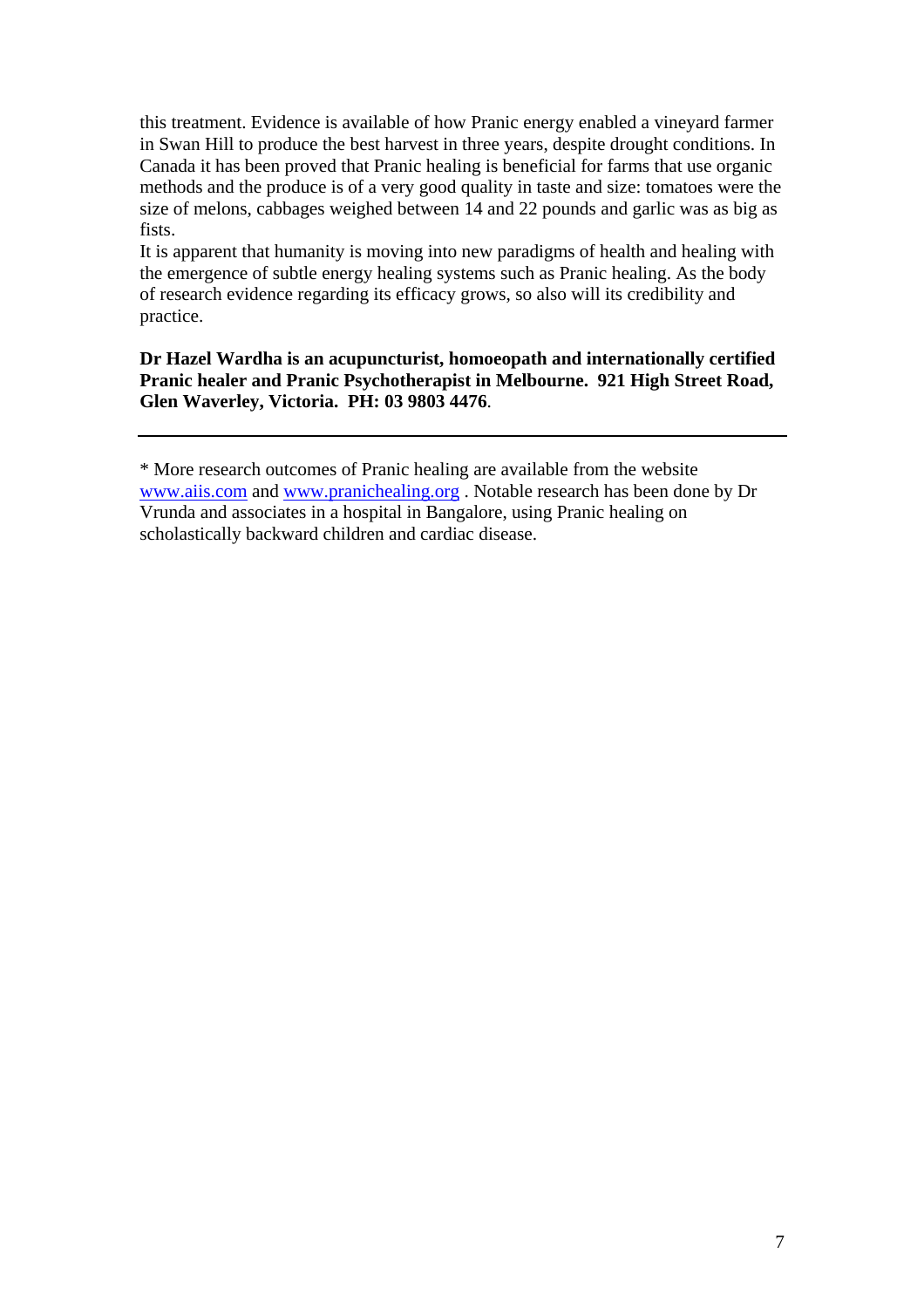this treatment. Evidence is available of how Pranic energy enabled a vineyard farmer in Swan Hill to produce the best harvest in three years, despite drought conditions. In Canada it has been proved that Pranic healing is beneficial for farms that use organic methods and the produce is of a very good quality in taste and size: tomatoes were the size of melons, cabbages weighed between 14 and 22 pounds and garlic was as big as fists.

It is apparent that humanity is moving into new paradigms of health and healing with the emergence of subtle energy healing systems such as Pranic healing. As the body of research evidence regarding its efficacy grows, so also will its credibility and practice.

**Dr Hazel Wardha is an acupuncturist, homoeopath and internationally certified Pranic healer and Pranic Psychotherapist in Melbourne. 921 High Street Road, Glen Waverley, Victoria. PH: 03 9803 4476**.

---

* More research outcomes of Pranic healing are available from the website www.aiis.com and www.pranichealing.org . Notable research has been done by Dr Vrunda and associates in a hospital in Bangalore, using Pranic healing on scholastically backward children and cardiac disease.